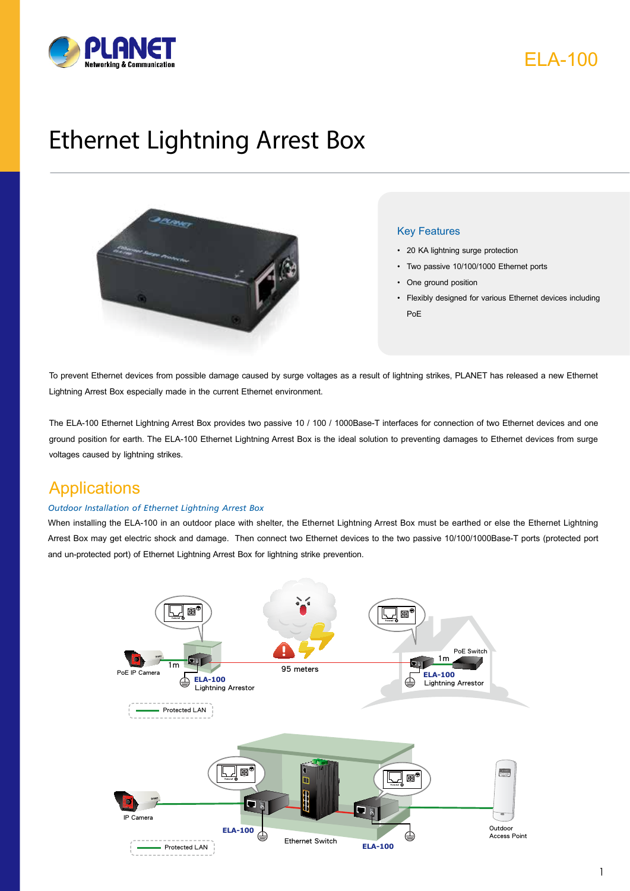ELA-100

# Ethernet Lightning Arrest Box

### Key Features

- 20 KA lightning surge protection
- Two passive 10/100/1000 Ethernet ports
- One ground position
- Flexibly designed for various Ethernet devices including PoE

To prevent Ethernet devices from possible damage caused by surge voltages as a result of lightning strikes, PLANET has released a new Ethernet Lightning Arrest Box especially made in the current Ethernet environment.

The ELA-100 Ethernet Lightning Arrest Box provides two passive 10 / 100 / 1000Base-T interfaces for connection of two Ethernet devices and one ground position for earth. The ELA-100 Ethernet Lightning Arrest Box is the ideal solution to preventing damages to Ethernet devices from surge voltages caused by lightning strikes.

## Applications

*Outdoor Installation of Ethernet Lightning Arrest Box*

When installing the ELA-100 in an outdoor place with shelter, the Ethernet Lightning Arrest Box must be earthed or else the Ethernet Lightning Arrest Box may get electric shock and damage. Then connect two Ethernet devices to the two passive 10/100/1000Base-T ports (protected port and un-protected port) of Ethernet Lightning Arrest Box for lightning strike prevention.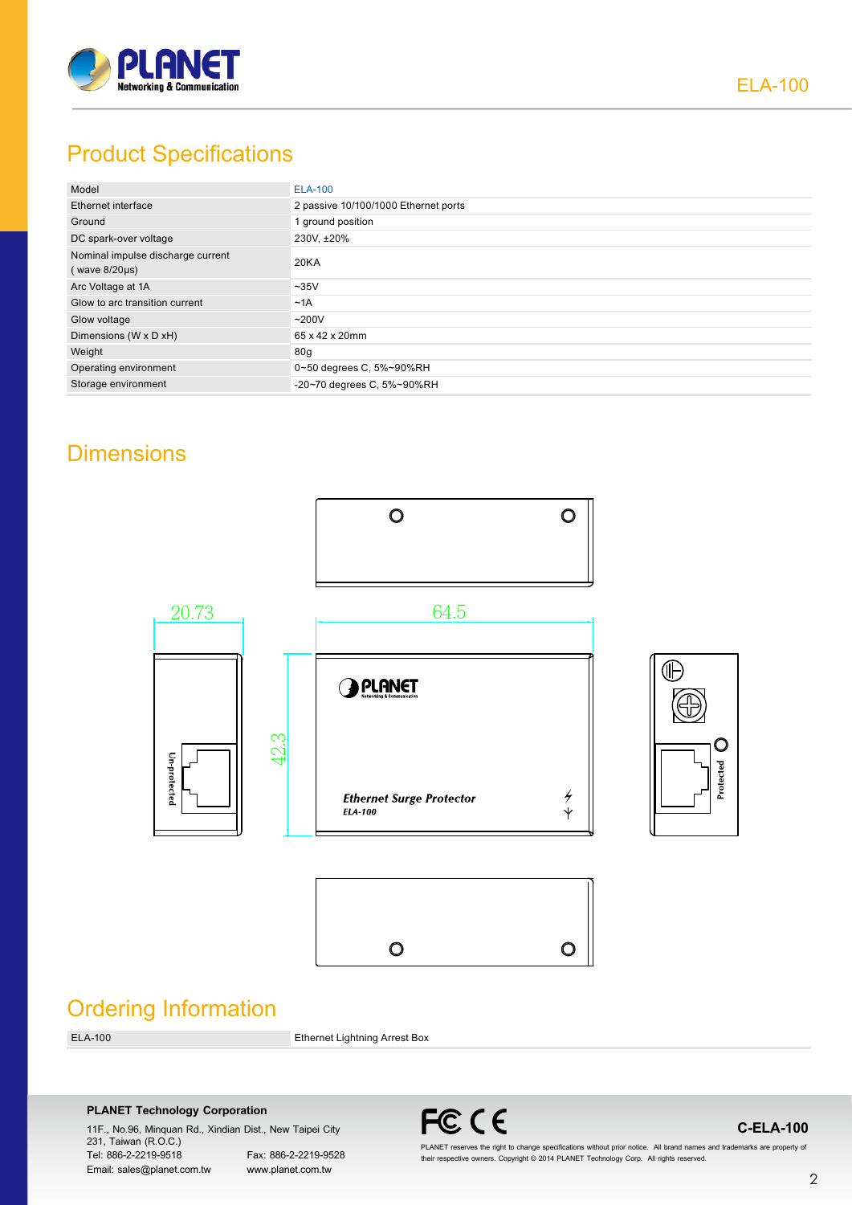## Product Specifications

| | |
|---|---|
| Model | ELA-100 |
| Ethernet interface | 2 passive 10/100/1000 Ethernet ports |
| Ground | 1 ground position |
| DC spark-over voltage | 230V, ±20% |
| Nominal impulse discharge current ( wave 8/20μs) | 20KA |
| Arc Voltage at 1A | ~35V |
| Glow to arc transition current | ~1A |
| Glow voltage | ~200V |
| Dimensions (W x D xH) | 65 x 42 x 20mm |
| Weight | 80g |
| Operating environment | 0~50 degrees C, 5%~90%RH |
| Storage environment | -20~70 degrees C, 5%~90%RH |

## Dimensions

20.73

64.5

42.3

Un-protected

PLANET

Ethernet Surge Protector

ELA-100

Protected

## Ordering Information

| | |
|---|---|
| ELA-100 | Ethernet Lightning Arrest Box |

**PLANET Technology Corporation**

11F., No.96, Minquan Rd., Xindian Dist., New Taipei City 231, Taiwan (R.O.C.)

Tel: 886-2-2219-9518 Fax: 886-2-2219-9528

Email: sales@planet.com.tw www.planet.com.tw

**C-ELA-100**

PLANET reserves the right to change specifications without prior notice. All brand names and trademarks are property of their respective owners. Copyright © 2014 PLANET Technology Corp. All rights reserved.